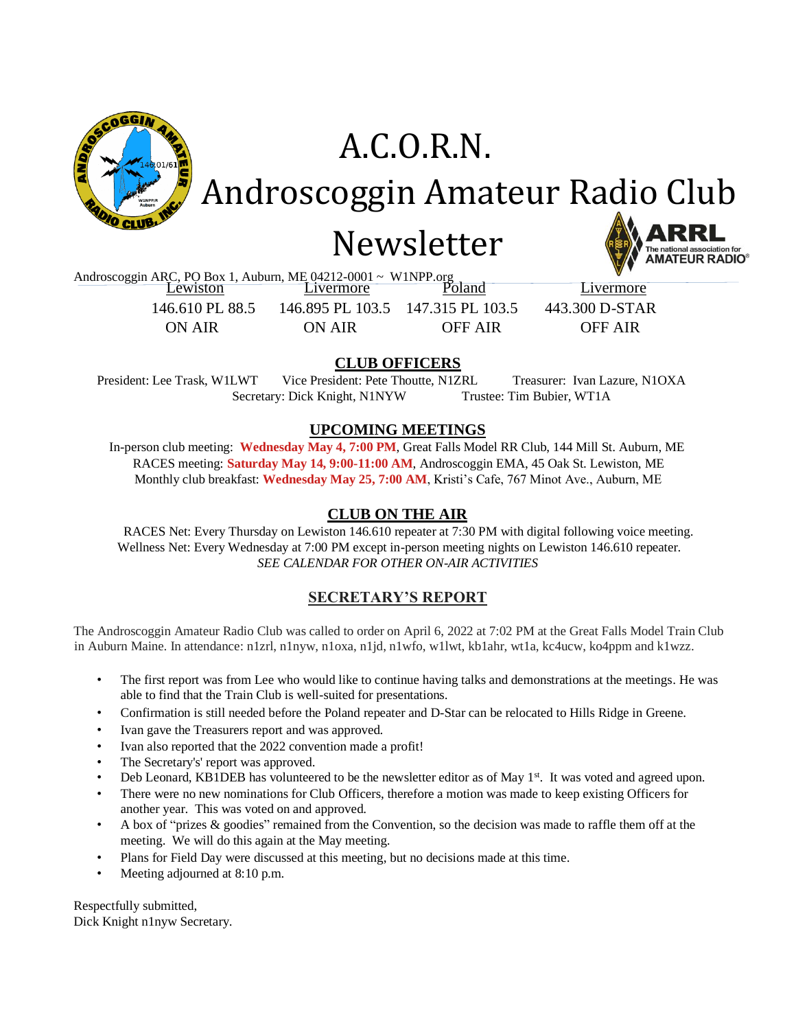# A.C.O.R.N.

# Androscoggin Amateur Radio Club Newsletter

Androscoggin ARC, PO Box 1, Auburn, ME 04212-0001 ~ W1NPP.org

| Lewiston | Livermore | Poland | Livermore |
|---|---|---|---|
| 146.610 PL 88.5 | 146.895 PL 103.5 | 147.315 PL 103.5 | 443.300 D-STAR |
| ON AIR | ON AIR | OFF AIR | OFF AIR |

## CLUB OFFICERS

President: Lee Trask, W1LWT    Vice President: Pete Thoutte, N1ZRL    Treasurer: Ivan Lazure, N1OXA
Secretary: Dick Knight, N1NYW    Trustee: Tim Bubier, WT1A

## UPCOMING MEETINGS

In-person club meeting: **Wednesday May 4, 7:00 PM**, Great Falls Model RR Club, 144 Mill St. Auburn, ME
RACES meeting: **Saturday May 14, 9:00-11:00 AM**, Androscoggin EMA, 45 Oak St. Lewiston, ME
Monthly club breakfast: **Wednesday May 25, 7:00 AM**, Kristi's Cafe, 767 Minot Ave., Auburn, ME

## CLUB ON THE AIR

RACES Net: Every Thursday on Lewiston 146.610 repeater at 7:30 PM with digital following voice meeting.
Wellness Net: Every Wednesday at 7:00 PM except in-person meeting nights on Lewiston 146.610 repeater.
*SEE CALENDAR FOR OTHER ON-AIR ACTIVITIES*

## SECRETARY'S REPORT

The Androscoggin Amateur Radio Club was called to order on April 6, 2022 at 7:02 PM at the Great Falls Model Train Club in Auburn Maine. In attendance: n1zrl, n1nyw, n1oxa, n1jd, n1wfo, w1lwt, kb1ahr, wt1a, kc4ucw, ko4ppm and k1wzz.

- The first report was from Lee who would like to continue having talks and demonstrations at the meetings. He was able to find that the Train Club is well-suited for presentations.
- Confirmation is still needed before the Poland repeater and D-Star can be relocated to Hills Ridge in Greene.
- Ivan gave the Treasurers report and was approved.
- Ivan also reported that the 2022 convention made a profit!
- The Secretary's' report was approved.
- Deb Leonard, KB1DEB has volunteered to be the newsletter editor as of May 1st. It was voted and agreed upon.
- There were no new nominations for Club Officers, therefore a motion was made to keep existing Officers for another year. This was voted on and approved.
- A box of "prizes & goodies" remained from the Convention, so the decision was made to raffle them off at the meeting. We will do this again at the May meeting.
- Plans for Field Day were discussed at this meeting, but no decisions made at this time.
- Meeting adjourned at 8:10 p.m.

Respectfully submitted,
Dick Knight n1nyw Secretary.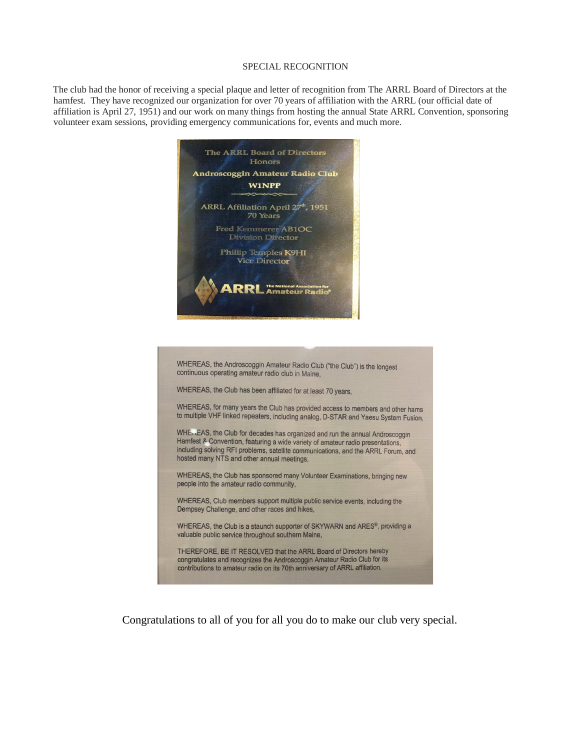SPECIAL RECOGNITION

The club had the honor of receiving a special plaque and letter of recognition from The ARRL Board of Directors at the hamfest. They have recognized our organization for over 70 years of affiliation with the ARRL (our official date of affiliation is April 27, 1951) and our work on many things from hosting the annual State ARRL Convention, sponsoring volunteer exam sessions, providing emergency communications for, events and much more.

The ARRL Board of Directors
Honors
Androscoggin Amateur Radio Club
W1NPP

ARRL Affiliation April 27th, 1951
70 Years

Fred Kemmerer AB1OC
Division Director

Phillip Temples K9HI
Vice Director

ARRL The National Association for Amateur Radio®

WHEREAS, the Androscoggin Amateur Radio Club ("the Club") is the longest continuous operating amateur radio club in Maine,

WHEREAS, the Club has been affiliated for at least 70 years,

WHEREAS, for many years the Club has provided access to members and other hams to multiple VHF linked repeaters, including analog, D-STAR and Yaesu System Fusion,

WHEREAS, the Club for decades has organized and run the annual Androscoggin Hamfest & Convention, featuring a wide variety of amateur radio presentations, including solving RFI problems, satellite communications, and the ARRL Forum, and hosted many NTS and other annual meetings,

WHEREAS, the Club has sponsored many Volunteer Examinations, bringing new people into the amateur radio community,

WHEREAS, Club members support multiple public service events, including the Dempsey Challenge, and other races and hikes,

WHEREAS, the Club is a staunch supporter of SKYWARN and ARES®, providing a valuable public service throughout southern Maine,

THEREFORE, BE IT RESOLVED that the ARRL Board of Directors hereby congratulates and recognizes the Androscoggin Amateur Radio Club for its contributions to amateur radio on its 70th anniversary of ARRL affiliation.

Congratulations to all of you for all you do to make our club very special.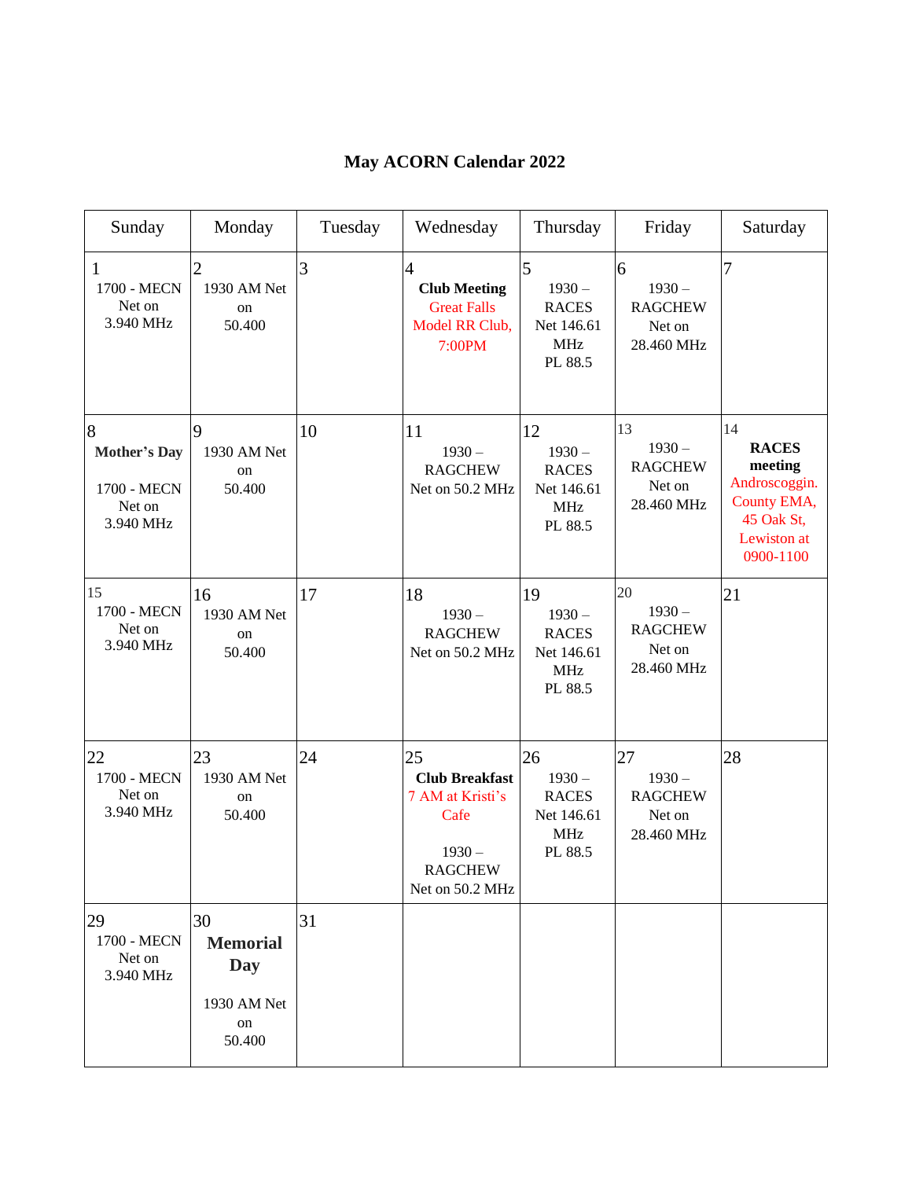# May ACORN Calendar 2022

| Sunday | Monday | Tuesday | Wednesday | Thursday | Friday | Saturday |
|---|---|---|---|---|---|---|
| 1<br>1700 - MECN Net on 3.940 MHz | 2<br>1930 AM Net on 50.400 | 3 | 4<br>**Club Meeting**<br>Great Falls Model RR Club, 7:00PM | 5<br>1930 – RACES Net 146.61 MHz PL 88.5 | 6<br>1930 – RAGCHEW Net on 28.460 MHz | 7 |
| 8<br>**Mother's Day**<br>1700 - MECN Net on 3.940 MHz | 9<br>1930 AM Net on 50.400 | 10 | 11<br>1930 – RAGCHEW Net on 50.2 MHz | 12<br>1930 – RACES Net 146.61 MHz PL 88.5 | 13<br>1930 – RAGCHEW Net on 28.460 MHz | 14<br>**RACES meeting**<br>Androscoggin. County EMA, 45 Oak St, Lewiston at 0900-1100 |
| 15<br>1700 - MECN Net on 3.940 MHz | 16<br>1930 AM Net on 50.400 | 17 | 18<br>1930 – RAGCHEW Net on 50.2 MHz | 19<br>1930 – RACES Net 146.61 MHz PL 88.5 | 20<br>1930 – RAGCHEW Net on 28.460 MHz | 21 |
| 22<br>1700 - MECN Net on 3.940 MHz | 23<br>1930 AM Net on 50.400 | 24 | 25<br>**Club Breakfast**<br>7 AM at Kristi's Cafe<br>1930 – RAGCHEW Net on 50.2 MHz | 26<br>1930 – RACES Net 146.61 MHz PL 88.5 | 27<br>1930 – RAGCHEW Net on 28.460 MHz | 28 |
| 29<br>1700 - MECN Net on 3.940 MHz | 30<br>**Memorial Day**<br>1930 AM Net on 50.400 | 31 | | | | |